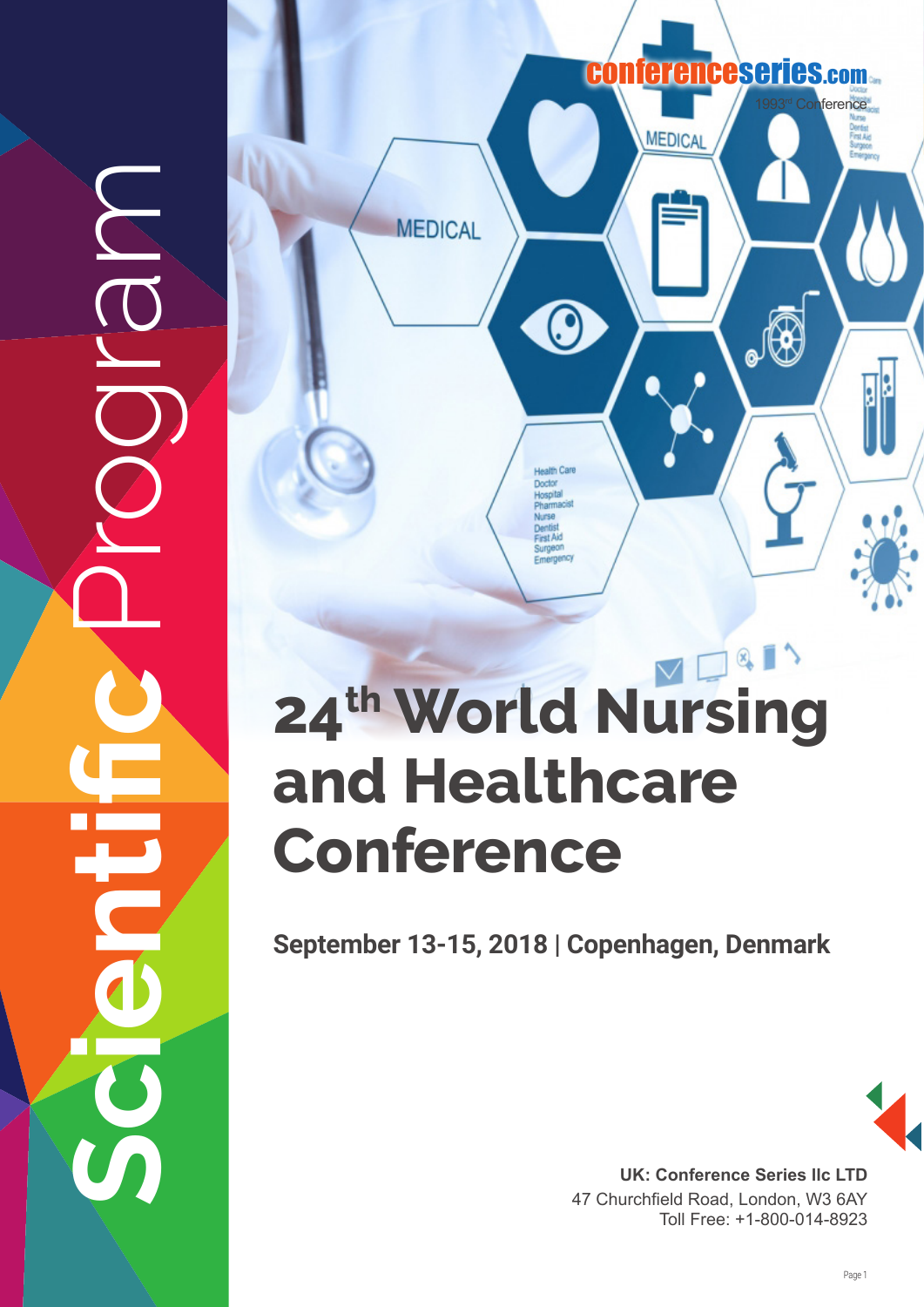# Scientific Program

conferenceseries.com

1993rd Conference

# 24th World Nursing and Healthcare Conference

**September 13-15, 2018 | Copenhagen, Denmark**

**UK: Conference Series llc LTD**
47 Churchfield Road, London, W3 6AY
Toll Free: +1-800-014-8923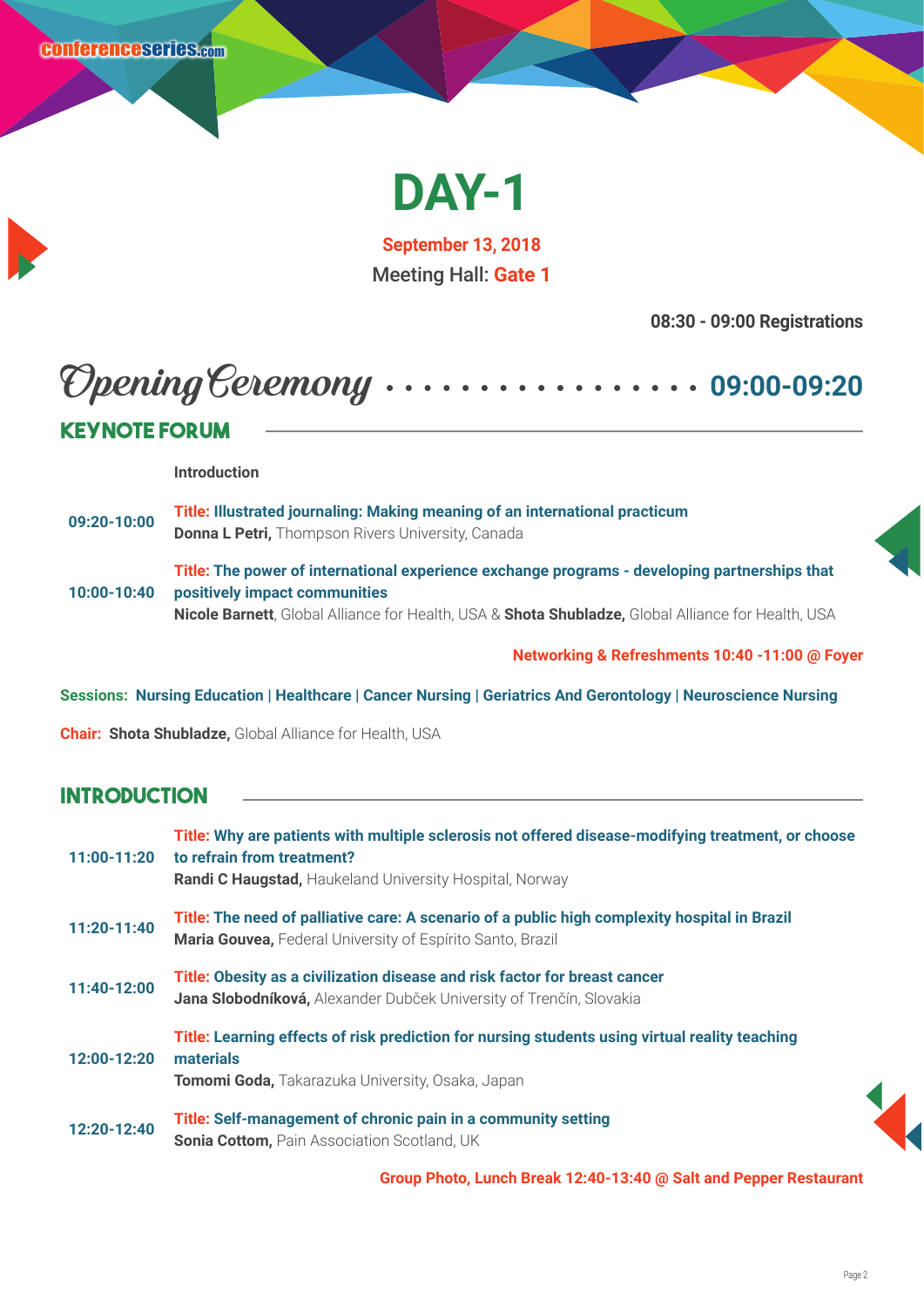# DAY-1

**September 13, 2018**

Meeting Hall: **Gate 1**

**08:30 - 09:00 Registrations**

## Opening Ceremony ................. 09:00-09:20

## KEYNOTE FORUM

**Introduction**

**09:20-10:00**
**Title: Illustrated journaling: Making meaning of an international practicum**
**Donna L Petri,** Thompson Rivers University, Canada

**10:00-10:40**
**Title: The power of international experience exchange programs - developing partnerships that positively impact communities**
**Nicole Barnett**, Global Alliance for Health, USA & **Shota Shubladze,** Global Alliance for Health, USA

**Networking & Refreshments 10:40 -11:00 @ Foyer**

**Sessions: Nursing Education | Healthcare | Cancer Nursing | Geriatrics And Gerontology | Neuroscience Nursing**

**Chair: Shota Shubladze,** Global Alliance for Health, USA

## INTRODUCTION

**11:00-11:20**
**Title: Why are patients with multiple sclerosis not offered disease-modifying treatment, or choose to refrain from treatment?**
**Randi C Haugstad,** Haukeland University Hospital, Norway

**11:20-11:40**
**Title: The need of palliative care: A scenario of a public high complexity hospital in Brazil**
**Maria Gouvea,** Federal University of Espírito Santo, Brazil

**11:40-12:00**
**Title: Obesity as a civilization disease and risk factor for breast cancer**
**Jana Slobodníková,** Alexander Dubček University of Trenčín, Slovakia

**12:00-12:20**
**Title: Learning effects of risk prediction for nursing students using virtual reality teaching materials**
**Tomomi Goda,** Takarazuka University, Osaka, Japan

**12:20-12:40**
**Title: Self-management of chronic pain in a community setting**
**Sonia Cottom,** Pain Association Scotland, UK

**Group Photo, Lunch Break 12:40-13:40 @ Salt and Pepper Restaurant**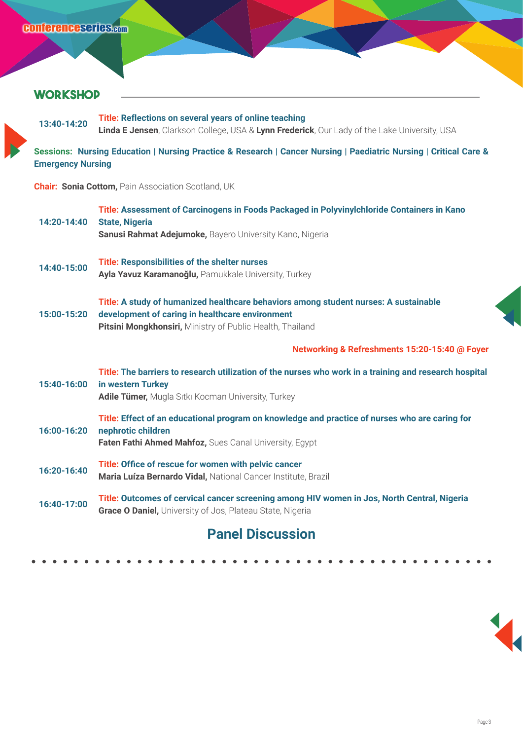## WORKSHOP

**13:40-14:20** **Title: Reflections on several years of online teaching**
**Linda E Jensen**, Clarkson College, USA & **Lynn Frederick**, Our Lady of the Lake University, USA

**Sessions: Nursing Education | Nursing Practice & Research | Cancer Nursing | Paediatric Nursing | Critical Care & Emergency Nursing**

**Chair: Sonia Cottom,** Pain Association Scotland, UK

**14:20-14:40** **Title: Assessment of Carcinogens in Foods Packaged in Polyvinylchloride Containers in Kano State, Nigeria**
**Sanusi Rahmat Adejumoke,** Bayero University Kano, Nigeria

**14:40-15:00** **Title: Responsibilities of the shelter nurses**
**Ayla Yavuz Karamanoğlu,** Pamukkale University, Turkey

**15:00-15:20** **Title: A study of humanized healthcare behaviors among student nurses: A sustainable development of caring in healthcare environment**
**Pitsini Mongkhonsiri,** Ministry of Public Health, Thailand

**Networking & Refreshments 15:20-15:40 @ Foyer**

**15:40-16:00** **Title: The barriers to research utilization of the nurses who work in a training and research hospital in western Turkey**
**Adile Tümer,** Mugla Sıtkı Kocman University, Turkey

**16:00-16:20** **Title: Effect of an educational program on knowledge and practice of nurses who are caring for nephrotic children**
**Faten Fathi Ahmed Mahfoz,** Sues Canal University, Egypt

**16:20-16:40** **Title: Office of rescue for women with pelvic cancer**
**Maria Luíza Bernardo Vidal,** National Cancer Institute, Brazil

**16:40-17:00** **Title: Outcomes of cervical cancer screening among HIV women in Jos, North Central, Nigeria**
**Grace O Daniel,** University of Jos, Plateau State, Nigeria

## Panel Discussion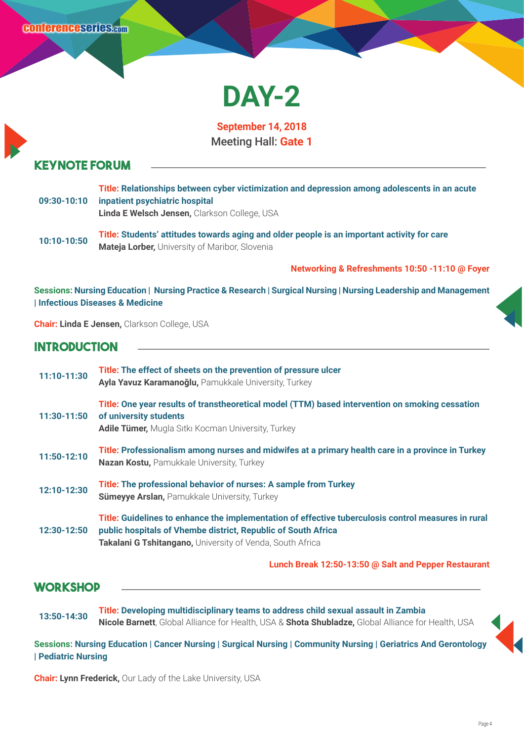# DAY-2

**September 14, 2018**
**Meeting Hall: Gate 1**

## KEYNOTE FORUM

**09:30-10:10** **Title: Relationships between cyber victimization and depression among adolescents in an acute inpatient psychiatric hospital**
**Linda E Welsch Jensen,** Clarkson College, USA

**10:10-10:50** **Title: Students' attitudes towards aging and older people is an important activity for care**
**Mateja Lorber,** University of Maribor, Slovenia

**Networking & Refreshments 10:50 -11:10 @ Foyer**

**Sessions: Nursing Education | Nursing Practice & Research | Surgical Nursing | Nursing Leadership and Management | Infectious Diseases & Medicine**

**Chair: Linda E Jensen,** Clarkson College, USA

## INTRODUCTION

**11:10-11:30** **Title: The effect of sheets on the prevention of pressure ulcer**
**Ayla Yavuz Karamanoğlu,** Pamukkale University, Turkey

**11:30-11:50** **Title: One year results of transtheoretical model (TTM) based intervention on smoking cessation of university students**
**Adile Tümer,** Mugla Sıtkı Kocman University, Turkey

**11:50-12:10** **Title: Professionalism among nurses and midwifes at a primary health care in a province in Turkey**
**Nazan Kostu,** Pamukkale University, Turkey

**12:10-12:30** **Title: The professional behavior of nurses: A sample from Turkey**
**Sümeyye Arslan,** Pamukkale University, Turkey

**12:30-12:50** **Title: Guidelines to enhance the implementation of effective tuberculosis control measures in rural public hospitals of Vhembe district, Republic of South Africa**
**Takalani G Tshitangano,** University of Venda, South Africa

**Lunch Break 12:50-13:50 @ Salt and Pepper Restaurant**

## WORKSHOP

**13:50-14:30** **Title: Developing multidisciplinary teams to address child sexual assault in Zambia**
**Nicole Barnett**, Global Alliance for Health, USA & **Shota Shubladze,** Global Alliance for Health, USA

**Sessions: Nursing Education | Cancer Nursing | Surgical Nursing | Community Nursing | Geriatrics And Gerontology | Pediatric Nursing**

**Chair: Lynn Frederick,** Our Lady of the Lake University, USA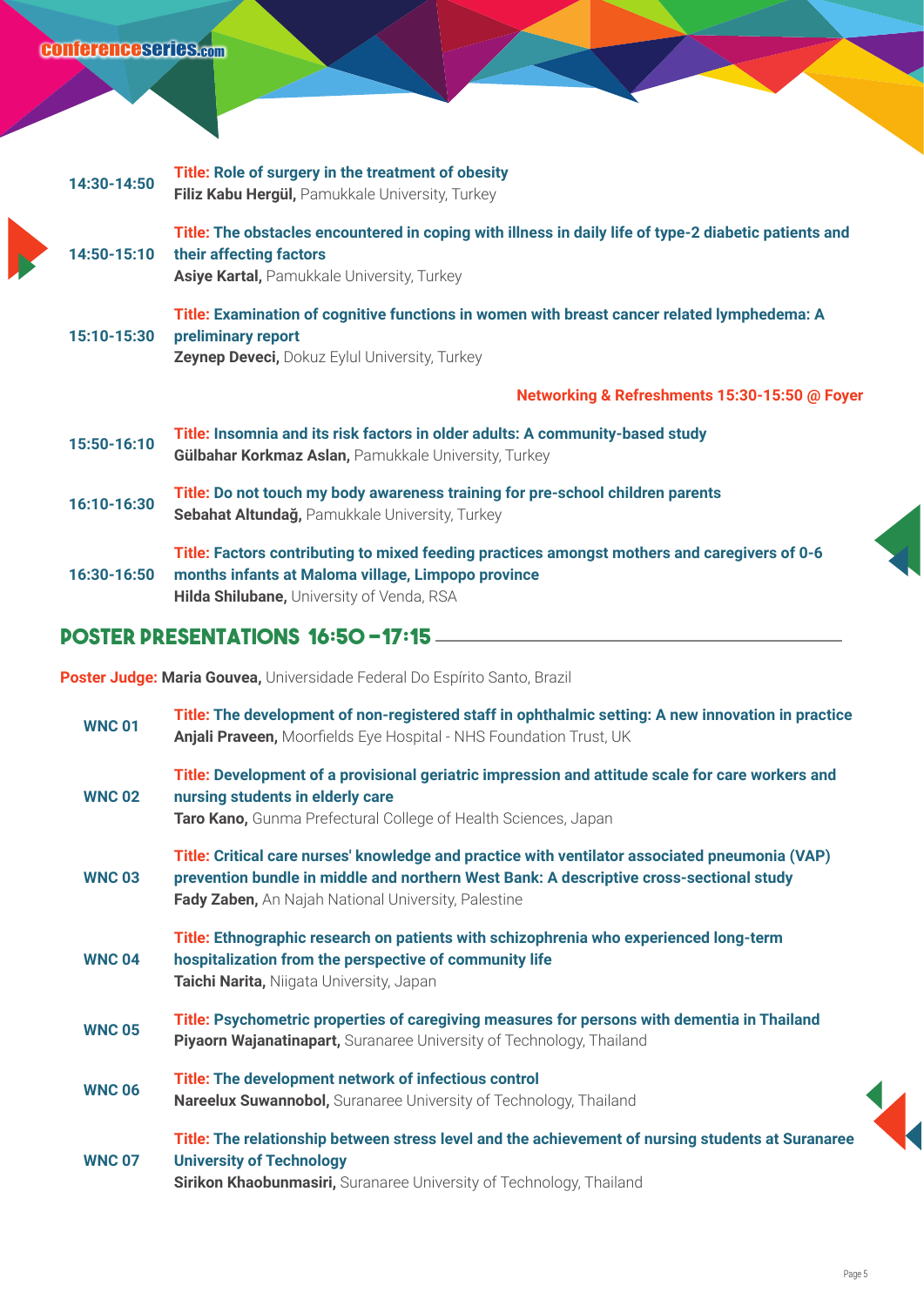**14:30-14:50**
**Title: Role of surgery in the treatment of obesity**
**Filiz Kabu Hergül,** Pamukkale University, Turkey

**14:50-15:10**
**Title: The obstacles encountered in coping with illness in daily life of type-2 diabetic patients and their affecting factors**
**Asiye Kartal,** Pamukkale University, Turkey

**15:10-15:30**
**Title: Examination of cognitive functions in women with breast cancer related lymphedema: A preliminary report**
**Zeynep Deveci,** Dokuz Eylul University, Turkey

**Networking & Refreshments 15:30-15:50 @ Foyer**

**15:50-16:10**
**Title: Insomnia and its risk factors in older adults: A community-based study**
**Gülbahar Korkmaz Aslan,** Pamukkale University, Turkey

**16:10-16:30**
**Title: Do not touch my body awareness training for pre-school children parents**
**Sebahat Altundağ,** Pamukkale University, Turkey

**16:30-16:50**
**Title: Factors contributing to mixed feeding practices amongst mothers and caregivers of 0-6 months infants at Maloma village, Limpopo province**
**Hilda Shilubane,** University of Venda, RSA

## Poster Presentations 16:50 -17:15

**Poster Judge: Maria Gouvea,** Universidade Federal Do Espírito Santo, Brazil

**WNC 01**
**Title: The development of non-registered staff in ophthalmic setting: A new innovation in practice**
**Anjali Praveen,** Moorfields Eye Hospital - NHS Foundation Trust, UK

**WNC 02**
**Title: Development of a provisional geriatric impression and attitude scale for care workers and nursing students in elderly care**
**Taro Kano,** Gunma Prefectural College of Health Sciences, Japan

**WNC 03**
**Title: Critical care nurses' knowledge and practice with ventilator associated pneumonia (VAP) prevention bundle in middle and northern West Bank: A descriptive cross-sectional study**
**Fady Zaben,** An Najah National University, Palestine

**WNC 04**
**Title: Ethnographic research on patients with schizophrenia who experienced long-term hospitalization from the perspective of community life**
**Taichi Narita,** Niigata University, Japan

**WNC 05**
**Title: Psychometric properties of caregiving measures for persons with dementia in Thailand**
**Piyaorn Wajanatinapart,** Suranaree University of Technology, Thailand

**WNC 06**
**Title: The development network of infectious control**
**Nareelux Suwannobol,** Suranaree University of Technology, Thailand

**WNC 07**
**Title: The relationship between stress level and the achievement of nursing students at Suranaree University of Technology**
**Sirikon Khaobunmasiri,** Suranaree University of Technology, Thailand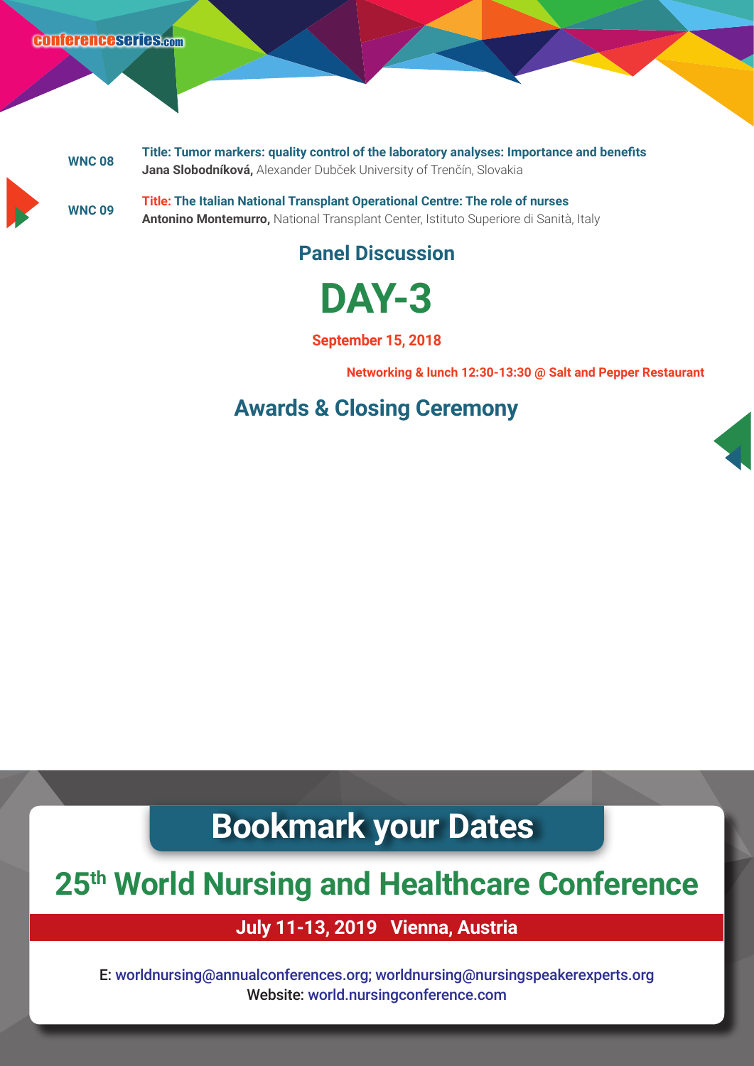**WNC 08** **Title: Tumor markers: quality control of the laboratory analyses: Importance and benefits**
**Jana Slobodníková,** Alexander Dubček University of Trenčín, Slovakia

**WNC 09** **Title: The Italian National Transplant Operational Centre: The role of nurses**
**Antonino Montemurro,** National Transplant Center, Istituto Superiore di Sanità, Italy

## Panel Discussion

# DAY-3

**September 15, 2018**

**Networking & lunch 12:30-13:30 @ Salt and Pepper Restaurant**

## Awards & Closing Ceremony

## Bookmark your Dates

## 25th World Nursing and Healthcare Conference

**July 11-13, 2019 Vienna, Austria**

E: worldnursing@annualconferences.org; worldnursing@nursingspeakerexperts.org
Website: world.nursingconference.com